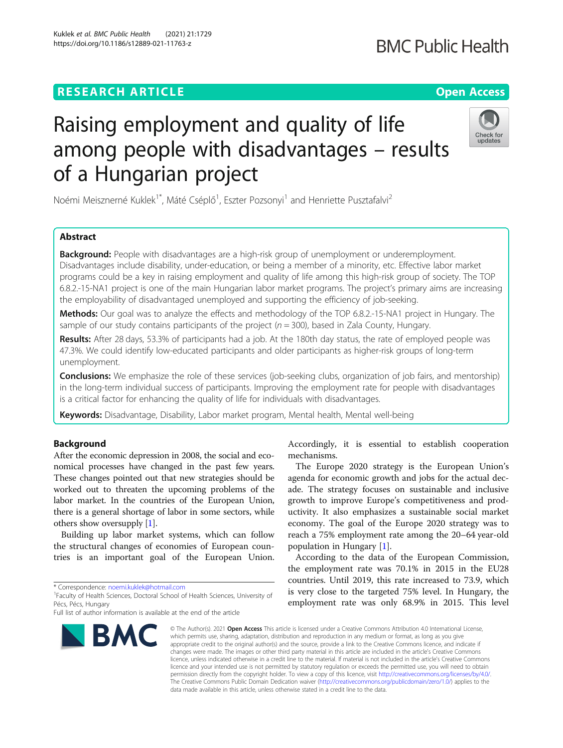# Raising employment and quality of life among people with disadvantages – results of a Hungarian project

Noémi Meisznerné Kuklek[1*], Máté Csépl̋o[1], Eszter Pozsonyi[1] and Henriette Pusztafalvi[2]

## Abstract

**Background:** People with disadvantages are a high-risk group of unemployment or underemployment. Disadvantages include disability, under-education, or being a member of a minority, etc. Effective labor market programs could be a key in raising employment and quality of life among this high-risk group of society. The TOP 6.8.2.-15-NA1 project is one of the main Hungarian labor market programs. The project's primary aims are increasing the employability of disadvantaged unemployed and supporting the efficiency of job-seeking.

**Methods:** Our goal was to analyze the effects and methodology of the TOP 6.8.2.-15-NA1 project in Hungary. The sample of our study contains participants of the project ($n = 300$), based in Zala County, Hungary.

**Results:** After 28 days, 53.3% of participants had a job. At the 180th day status, the rate of employed people was 47.3%. We could identify low-educated participants and older participants as higher-risk groups of long-term unemployment.

**Conclusions:** We emphasize the role of these services (job-seeking clubs, organization of job fairs, and mentorship) in the long-term individual success of participants. Improving the employment rate for people with disadvantages is a critical factor for enhancing the quality of life for individuals with disadvantages.

**Keywords:** Disadvantage, Disability, Labor market program, Mental health, Mental well-being

## Background

After the economic depression in 2008, the social and economical processes have changed in the past few years. These changes pointed out that new strategies should be worked out to threaten the upcoming problems of the labor market. In the countries of the European Union, there is a general shortage of labor in some sectors, while others show oversupply [1].

Building up labor market systems, which can follow the structural changes of economies of European countries is an important goal of the European Union. Accordingly, it is essential to establish cooperation mechanisms.

The Europe 2020 strategy is the European Union's agenda for economic growth and jobs for the actual decade. The strategy focuses on sustainable and inclusive growth to improve Europe's competitiveness and productivity. It also emphasizes a sustainable social market economy. The goal of the Europe 2020 strategy was to reach a 75% employment rate among the 20–64 year-old population in Hungary [1].

According to the data of the European Commission, the employment rate was 70.1% in 2015 in the EU28 countries. Until 2019, this rate increased to 73.9, which is very close to the targeted 75% level. In Hungary, the employment rate was only 68.9% in 2015. This level

\* Correspondence: noemi.kuklek@hotmail.com
[1]Faculty of Health Sciences, Doctoral School of Health Sciences, University of Pécs, Pécs, Hungary
Full list of author information is available at the end of the article

© The Author(s). 2021 **Open Access** This article is licensed under a Creative Commons Attribution 4.0 International License, which permits use, sharing, adaptation, distribution and reproduction in any medium or format, as long as you give appropriate credit to the original author(s) and the source, provide a link to the Creative Commons licence, and indicate if changes were made. The images or other third party material in this article are included in the article's Creative Commons licence, unless indicated otherwise in a credit line to the material. If material is not included in the article's Creative Commons licence and your intended use is not permitted by statutory regulation or exceeds the permitted use, you will need to obtain permission directly from the copyright holder. To view a copy of this licence, visit http://creativecommons.org/licenses/by/4.0/. The Creative Commons Public Domain Dedication waiver (http://creativecommons.org/publicdomain/zero/1.0/) applies to the data made available in this article, unless otherwise stated in a credit line to the data.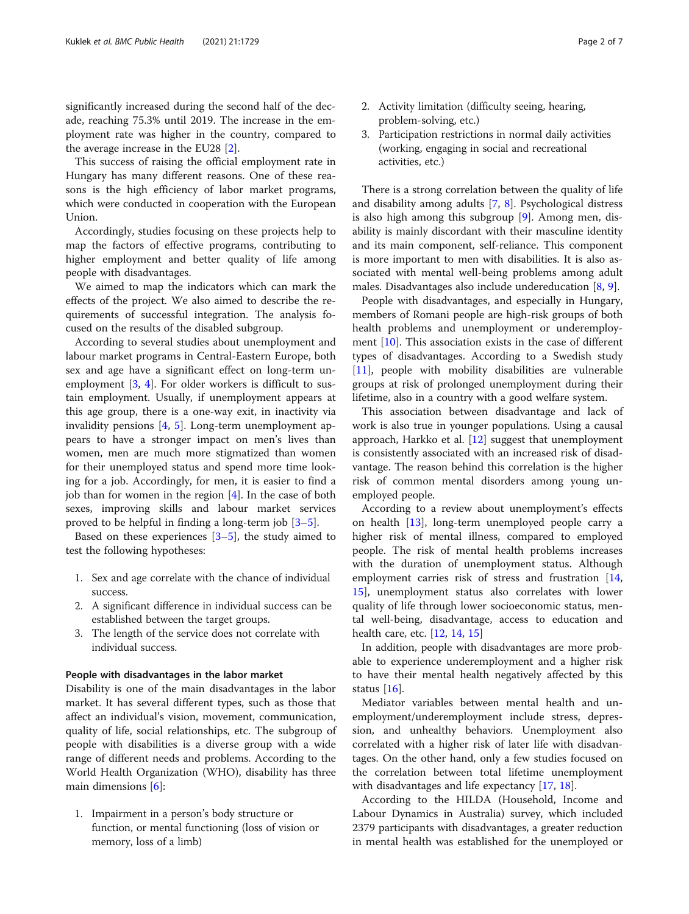significantly increased during the second half of the decade, reaching 75.3% until 2019. The increase in the employment rate was higher in the country, compared to the average increase in the EU28 [2].

This success of raising the official employment rate in Hungary has many different reasons. One of these reasons is the high efficiency of labor market programs, which were conducted in cooperation with the European Union.

Accordingly, studies focusing on these projects help to map the factors of effective programs, contributing to higher employment and better quality of life among people with disadvantages.

We aimed to map the indicators which can mark the effects of the project. We also aimed to describe the requirements of successful integration. The analysis focused on the results of the disabled subgroup.

According to several studies about unemployment and labour market programs in Central-Eastern Europe, both sex and age have a significant effect on long-term unemployment [3, 4]. For older workers is difficult to sustain employment. Usually, if unemployment appears at this age group, there is a one-way exit, in inactivity via invalidity pensions [4, 5]. Long-term unemployment appears to have a stronger impact on men's lives than women, men are much more stigmatized than women for their unemployed status and spend more time looking for a job. Accordingly, for men, it is easier to find a job than for women in the region [4]. In the case of both sexes, improving skills and labour market services proved to be helpful in finding a long-term job [3–5].

Based on these experiences [3–5], the study aimed to test the following hypotheses:

1. Sex and age correlate with the chance of individual success.
2. A significant difference in individual success can be established between the target groups.
3. The length of the service does not correlate with individual success.

### People with disadvantages in the labor market

Disability is one of the main disadvantages in the labor market. It has several different types, such as those that affect an individual's vision, movement, communication, quality of life, social relationships, etc. The subgroup of people with disabilities is a diverse group with a wide range of different needs and problems. According to the World Health Organization (WHO), disability has three main dimensions [6]:

1. Impairment in a person's body structure or function, or mental functioning (loss of vision or memory, loss of a limb)
2. Activity limitation (difficulty seeing, hearing, problem-solving, etc.)
3. Participation restrictions in normal daily activities (working, engaging in social and recreational activities, etc.)

There is a strong correlation between the quality of life and disability among adults [7, 8]. Psychological distress is also high among this subgroup [9]. Among men, disability is mainly discordant with their masculine identity and its main component, self-reliance. This component is more important to men with disabilities. It is also associated with mental well-being problems among adult males. Disadvantages also include undereducation [8, 9].

People with disadvantages, and especially in Hungary, members of Romani people are high-risk groups of both health problems and unemployment or underemployment [10]. This association exists in the case of different types of disadvantages. According to a Swedish study [11], people with mobility disabilities are vulnerable groups at risk of prolonged unemployment during their lifetime, also in a country with a good welfare system.

This association between disadvantage and lack of work is also true in younger populations. Using a causal approach, Harkko et al. [12] suggest that unemployment is consistently associated with an increased risk of disadvantage. The reason behind this correlation is the higher risk of common mental disorders among young unemployed people.

According to a review about unemployment's effects on health [13], long-term unemployed people carry a higher risk of mental illness, compared to employed people. The risk of mental health problems increases with the duration of unemployment status. Although employment carries risk of stress and frustration [14, 15], unemployment status also correlates with lower quality of life through lower socioeconomic status, mental well-being, disadvantage, access to education and health care, etc. [12, 14, 15]

In addition, people with disadvantages are more probable to experience underemployment and a higher risk to have their mental health negatively affected by this status [16].

Mediator variables between mental health and unemployment/underemployment include stress, depression, and unhealthy behaviors. Unemployment also correlated with a higher risk of later life with disadvantages. On the other hand, only a few studies focused on the correlation between total lifetime unemployment with disadvantages and life expectancy [17, 18].

According to the HILDA (Household, Income and Labour Dynamics in Australia) survey, which included 2379 participants with disadvantages, a greater reduction in mental health was established for the unemployed or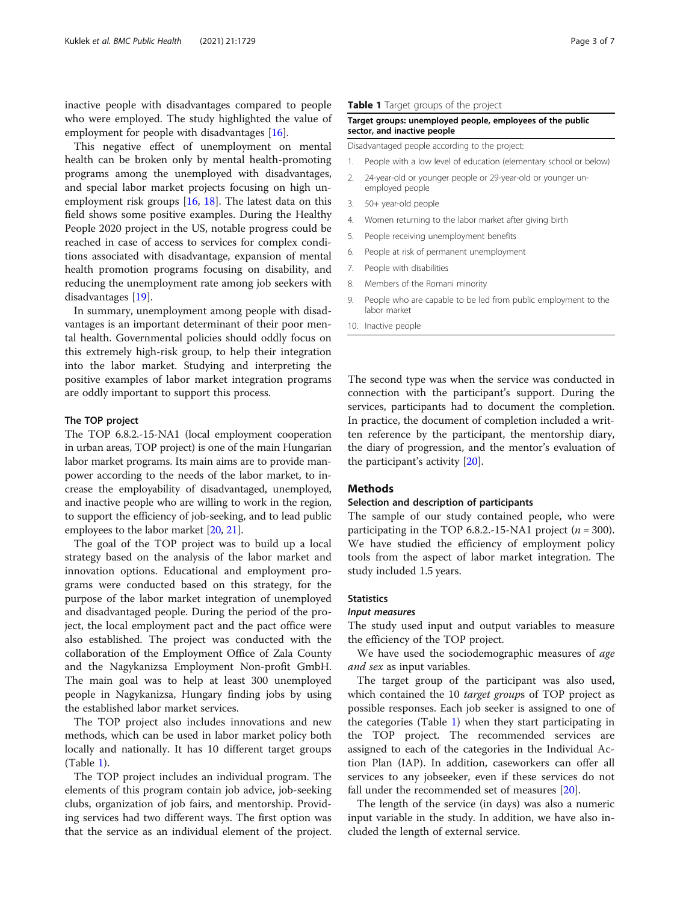inactive people with disadvantages compared to people who were employed. The study highlighted the value of employment for people with disadvantages [16].

This negative effect of unemployment on mental health can be broken only by mental health-promoting programs among the unemployed with disadvantages, and special labor market projects focusing on high unemployment risk groups [16, 18]. The latest data on this field shows some positive examples. During the Healthy People 2020 project in the US, notable progress could be reached in case of access to services for complex conditions associated with disadvantage, expansion of mental health promotion programs focusing on disability, and reducing the unemployment rate among job seekers with disadvantages [19].

In summary, unemployment among people with disadvantages is an important determinant of their poor mental health. Governmental policies should oddly focus on this extremely high-risk group, to help their integration into the labor market. Studying and interpreting the positive examples of labor market integration programs are oddly important to support this process.

### The TOP project

The TOP 6.8.2.-15-NA1 (local employment cooperation in urban areas, TOP project) is one of the main Hungarian labor market programs. Its main aims are to provide manpower according to the needs of the labor market, to increase the employability of disadvantaged, unemployed, and inactive people who are willing to work in the region, to support the efficiency of job-seeking, and to lead public employees to the labor market [20, 21].

The goal of the TOP project was to build up a local strategy based on the analysis of the labor market and innovation options. Educational and employment programs were conducted based on this strategy, for the purpose of the labor market integration of unemployed and disadvantaged people. During the period of the project, the local employment pact and the pact office were also established. The project was conducted with the collaboration of the Employment Office of Zala County and the Nagykanizsa Employment Non-profit GmbH. The main goal was to help at least 300 unemployed people in Nagykanizsa, Hungary finding jobs by using the established labor market services.

The TOP project also includes innovations and new methods, which can be used in labor market policy both locally and nationally. It has 10 different target groups (Table 1).

**Table 1** Target groups of the project

| Target groups: unemployed people, employees of the public sector, and inactive people |
| --- |
| Disadvantaged people according to the project: |
| 1. People with a low level of education (elementary school or below) |
| 2. 24-year-old or younger people or 29-year-old or younger unemployed people |
| 3. 50+ year-old people |
| 4. Women returning to the labor market after giving birth |
| 5. People receiving unemployment benefits |
| 6. People at risk of permanent unemployment |
| 7. People with disabilities |
| 8. Members of the Romani minority |
| 9. People who are capable to be led from public employment to the labor market |
| 10. Inactive people |

The TOP project includes an individual program. The elements of this program contain job advice, job-seeking clubs, organization of job fairs, and mentorship. Providing services had two different ways. The first option was that the service as an individual element of the project. The second type was when the service was conducted in connection with the participant's support. During the services, participants had to document the completion. In practice, the document of completion included a written reference by the participant, the mentorship diary, the diary of progression, and the mentor's evaluation of the participant's activity [20].

## Methods

### Selection and description of participants

The sample of our study contained people, who were participating in the TOP 6.8.2.-15-NA1 project ($n = 300$). We have studied the efficiency of employment policy tools from the aspect of labor market integration. The study included 1.5 years.

### Statistics

#### *Input measures*

The study used input and output variables to measure the efficiency of the TOP project.

We have used the sociodemographic measures of *age and sex* as input variables.

The target group of the participant was also used, which contained the 10 *target groups* of TOP project as possible responses. Each job seeker is assigned to one of the categories (Table 1) when they start participating in the TOP project. The recommended services are assigned to each of the categories in the Individual Action Plan (IAP). In addition, caseworkers can offer all services to any jobseeker, even if these services do not fall under the recommended set of measures [20].

The length of the service (in days) was also a numeric input variable in the study. In addition, we have also included the length of external service.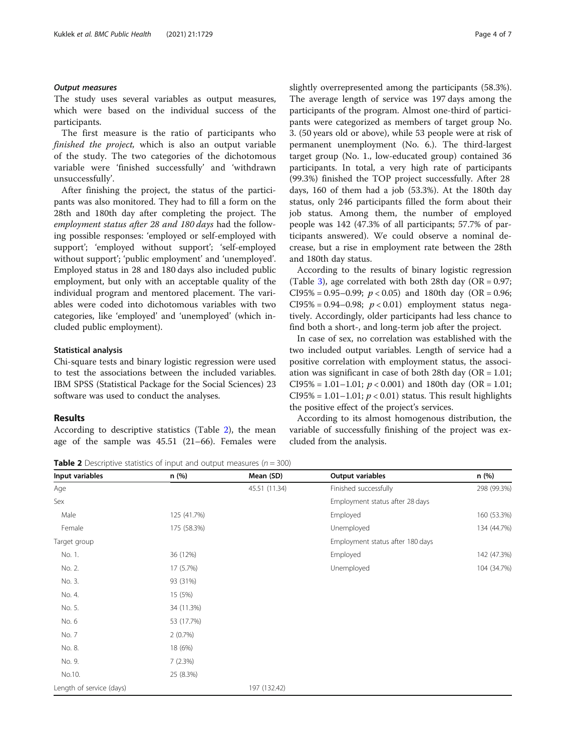### *Output measures*

The study uses several variables as output measures, which were based on the individual success of the participants.

The first measure is the ratio of participants who *finished the project,* which is also an output variable of the study. The two categories of the dichotomous variable were 'finished successfully' and 'withdrawn unsuccessfully'.

After finishing the project, the status of the participants was also monitored. They had to fill a form on the 28th and 180th day after completing the project. The *employment status after 28 and 180 days* had the following possible responses: 'employed or self-employed with support'; 'employed without support'; 'self-employed without support'; 'public employment' and 'unemployed'. Employed status in 28 and 180 days also included public employment, but only with an acceptable quality of the individual program and mentored placement. The variables were coded into dichotomous variables with two categories, like 'employed' and 'unemployed' (which included public employment).

### Statistical analysis

Chi-square tests and binary logistic regression were used to test the associations between the included variables. IBM SPSS (Statistical Package for the Social Sciences) 23 software was used to conduct the analyses.

## Results

According to descriptive statistics (Table 2), the mean age of the sample was 45.51 (21–66). Females were slightly overrepresented among the participants (58.3%). The average length of service was 197 days among the participants of the program. Almost one-third of participants were categorized as members of target group No. 3. (50 years old or above), while 53 people were at risk of permanent unemployment (No. 6.). The third-largest target group (No. 1., low-educated group) contained 36 participants. In total, a very high rate of participants (99.3%) finished the TOP project successfully. After 28 days, 160 of them had a job (53.3%). At the 180th day status, only 246 participants filled the form about their job status. Among them, the number of employed people was 142 (47.3% of all participants; 57.7% of participants answered). We could observe a nominal decrease, but a rise in employment rate between the 28th and 180th day status.

According to the results of binary logistic regression (Table 3), age correlated with both 28th day (OR = 0.97; CI95% = 0.95–0.99; $p < 0.05$) and 180th day (OR = 0.96; CI95% = 0.94–0.98; $p < 0.01$) employment status negatively. Accordingly, older participants had less chance to find both a short-, and long-term job after the project.

In case of sex, no correlation was established with the two included output variables. Length of service had a positive correlation with employment status, the association was significant in case of both 28th day (OR = 1.01; CI95% = 1.01–1.01; $p < 0.001$) and 180th day (OR = 1.01; CI95% = 1.01–1.01; $p < 0.01$) status. This result highlights the positive effect of the project's services.

According to its almost homogenous distribution, the variable of successfully finishing of the project was excluded from the analysis.

**Table 2** Descriptive statistics of input and output measures ($n = 300$)

| Input variables | n (%) | Mean (SD) | Output variables | n (%) |
|---|---|---|---|---|
| Age | | 45.51 (11.34) | Finished successfully | 298 (99.3%) |
| Sex | | | Employment status after 28 days | |
| Male | 125 (41.7%) | | Employed | 160 (53.3%) |
| Female | 175 (58.3%) | | Unemployed | 134 (44.7%) |
| Target group | | | Employment status after 180 days | |
| No. 1. | 36 (12%) | | Employed | 142 (47.3%) |
| No. 2. | 17 (5.7%) | | Unemployed | 104 (34.7%) |
| No. 3. | 93 (31%) | | | |
| No. 4. | 15 (5%) | | | |
| No. 5. | 34 (11.3%) | | | |
| No. 6 | 53 (17.7%) | | | |
| No. 7 | 2 (0.7%) | | | |
| No. 8. | 18 (6%) | | | |
| No. 9. | 7 (2.3%) | | | |
| No.10. | 25 (8.3%) | | | |
| Length of service (days) | | 197 (132.42) | | |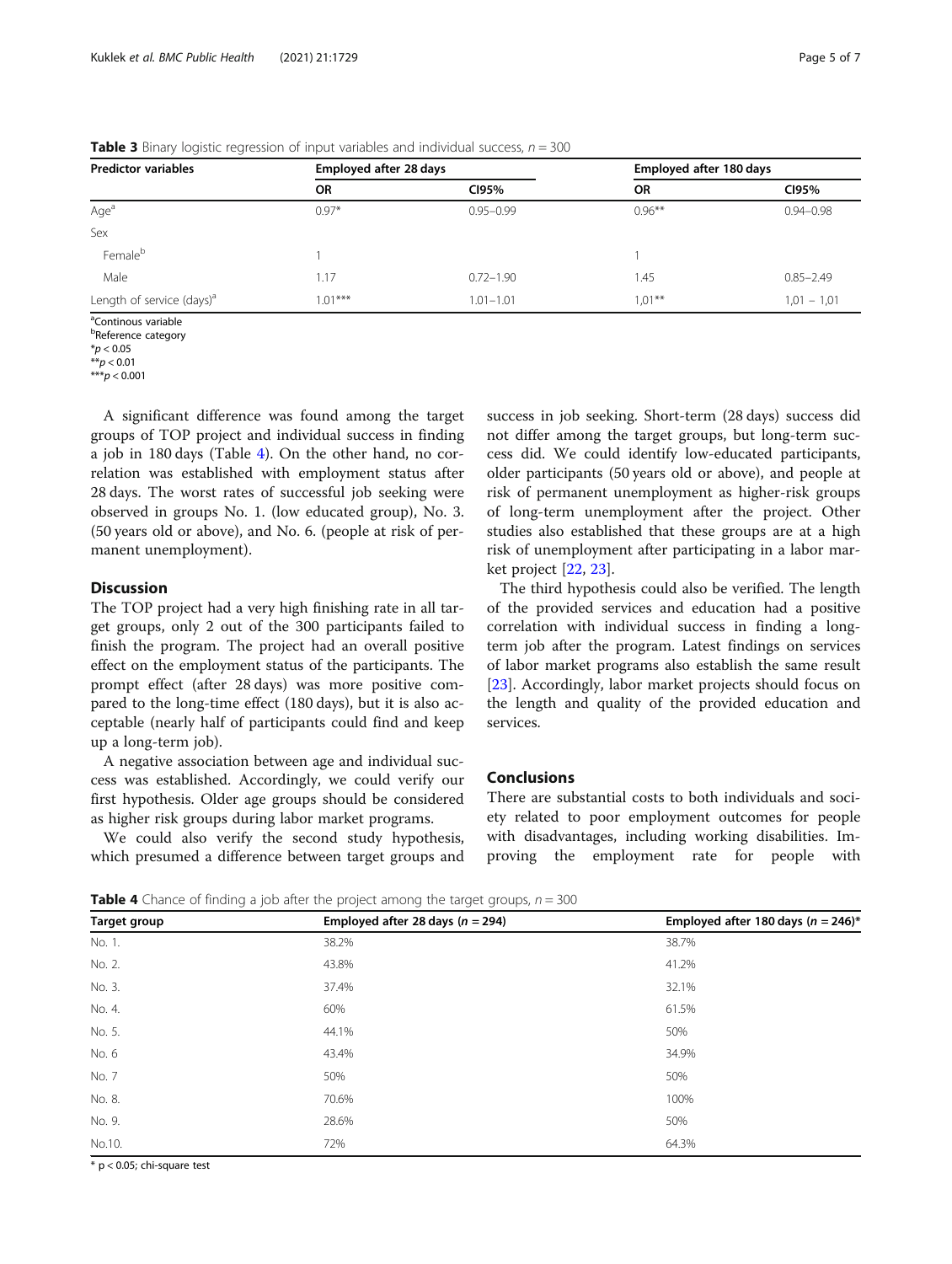**Table 3** Binary logistic regression of input variables and individual success, $n = 300$

| Predictor variables | Employed after 28 days | | Employed after 180 days | |
|---|---|---|---|---|
| | OR | CI95% | OR | CI95% |
| Age[a] | 0.97* | 0.95–0.99 | 0.96** | 0.94–0.98 |
| Sex | | | | |
| Female[b] | 1 | | 1 | |
| Male | 1.17 | 0.72–1.90 | 1.45 | 0.85–2.49 |
| Length of service (days)[a] | 1.01*** | 1.01–1.01 | 1,01** | 1,01 – 1,01 |

[a]Continous variable
[b]Reference category
*$p < 0.05$
**$p < 0.01$
***$p < 0.001$

A significant difference was found among the target groups of TOP project and individual success in finding a job in 180 days (Table 4). On the other hand, no correlation was established with employment status after 28 days. The worst rates of successful job seeking were observed in groups No. 1. (low educated group), No. 3. (50 years old or above), and No. 6. (people at risk of permanent unemployment).

## Discussion

The TOP project had a very high finishing rate in all target groups, only 2 out of the 300 participants failed to finish the program. The project had an overall positive effect on the employment status of the participants. The prompt effect (after 28 days) was more positive compared to the long-time effect (180 days), but it is also acceptable (nearly half of participants could find and keep up a long-term job).

A negative association between age and individual success was established. Accordingly, we could verify our first hypothesis. Older age groups should be considered as higher risk groups during labor market programs.

We could also verify the second study hypothesis, which presumed a difference between target groups and success in job seeking. Short-term (28 days) success did not differ among the target groups, but long-term success did. We could identify low-educated participants, older participants (50 years old or above), and people at risk of permanent unemployment as higher-risk groups of long-term unemployment after the project. Other studies also established that these groups are at a high risk of unemployment after participating in a labor market project [22, 23].

The third hypothesis could also be verified. The length of the provided services and education had a positive correlation with individual success in finding a long-term job after the program. Latest findings on services of labor market programs also establish the same result [23]. Accordingly, labor market projects should focus on the length and quality of the provided education and services.

## Conclusions

There are substantial costs to both individuals and society related to poor employment outcomes for people with disadvantages, including working disabilities. Improving the employment rate for people with

**Table 4** Chance of finding a job after the project among the target groups, $n = 300$

| Target group | Employed after 28 days ($n = 294$) | Employed after 180 days ($n = 246$)* |
|---|---|---|
| No. 1. | 38.2% | 38.7% |
| No. 2. | 43.8% | 41.2% |
| No. 3. | 37.4% | 32.1% |
| No. 4. | 60% | 61.5% |
| No. 5. | 44.1% | 50% |
| No. 6 | 43.4% | 34.9% |
| No. 7 | 50% | 50% |
| No. 8. | 70.6% | 100% |
| No. 9. | 28.6% | 50% |
| No.10. | 72% | 64.3% |

* $p < 0.05$; chi-square test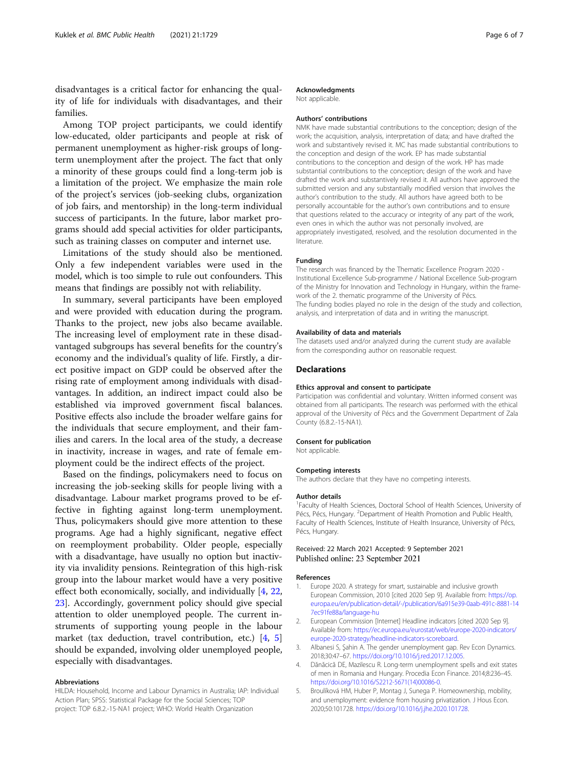disadvantages is a critical factor for enhancing the quality of life for individuals with disadvantages, and their families.

Among TOP project participants, we could identify low-educated, older participants and people at risk of permanent unemployment as higher-risk groups of long-term unemployment after the project. The fact that only a minority of these groups could find a long-term job is a limitation of the project. We emphasize the main role of the project's services (job-seeking clubs, organization of job fairs, and mentorship) in the long-term individual success of participants. In the future, labor market programs should add special activities for older participants, such as training classes on computer and internet use.

Limitations of the study should also be mentioned. Only a few independent variables were used in the model, which is too simple to rule out confounders. This means that findings are possibly not with reliability.

In summary, several participants have been employed and were provided with education during the program. Thanks to the project, new jobs also became available. The increasing level of employment rate in these disadvantaged subgroups has several benefits for the country's economy and the individual's quality of life. Firstly, a direct positive impact on GDP could be observed after the rising rate of employment among individuals with disadvantages. In addition, an indirect impact could also be established via improved government fiscal balances. Positive effects also include the broader welfare gains for the individuals that secure employment, and their families and carers. In the local area of the study, a decrease in inactivity, increase in wages, and rate of female employment could be the indirect effects of the project.

Based on the findings, policymakers need to focus on increasing the job-seeking skills for people living with a disadvantage. Labour market programs proved to be effective in fighting against long-term unemployment. Thus, policymakers should give more attention to these programs. Age had a highly significant, negative effect on reemployment probability. Older people, especially with a disadvantage, have usually no option but inactivity via invalidity pensions. Reintegration of this high-risk group into the labour market would have a very positive effect both economically, socially, and individually [4, 22, 23]. Accordingly, government policy should give special attention to older unemployed people. The current instruments of supporting young people in the labour market (tax deduction, travel contribution, etc.) [4, 5] should be expanded, involving older unemployed people, especially with disadvantages.

#### Abbreviations

HILDA: Household, Income and Labour Dynamics in Australia; IAP: Individual Action Plan; SPSS: Statistical Package for the Social Sciences; TOP project: TOP 6.8.2.-15-NA1 project; WHO: World Health Organization

#### Acknowledgments

Not applicable.

#### Authors' contributions

NMK have made substantial contributions to the conception; design of the work; the acquisition, analysis, interpretation of data; and have drafted the work and substantively revised it. MC has made substantial contributions to the conception and design of the work. EP has made substantial contributions to the conception and design of the work. HP has made substantial contributions to the conception; design of the work and have drafted the work and substantively revised it. All authors have approved the submitted version and any substantially modified version that involves the author's contribution to the study. All authors have agreed both to be personally accountable for the author's own contributions and to ensure that questions related to the accuracy or integrity of any part of the work, even ones in which the author was not personally involved, are appropriately investigated, resolved, and the resolution documented in the literature.

#### Funding

The research was financed by the Thematic Excellence Program 2020 - Institutional Excellence Sub-programme / National Excellence Sub-program of the Ministry for Innovation and Technology in Hungary, within the framework of the 2. thematic programme of the University of Pécs.
The funding bodies played no role in the design of the study and collection, analysis, and interpretation of data and in writing the manuscript.

#### Availability of data and materials

The datasets used and/or analyzed during the current study are available from the corresponding author on reasonable request.

## Declarations

#### Ethics approval and consent to participate

Participation was confidential and voluntary. Written informed consent was obtained from all participants. The research was performed with the ethical approval of the University of Pécs and the Government Department of Zala County (6.8.2.-15-NA1).

#### Consent for publication

Not applicable.

#### Competing interests

The authors declare that they have no competing interests.

#### Author details

[1]Faculty of Health Sciences, Doctoral School of Health Sciences, University of Pécs, Pécs, Hungary. [2]Department of Health Promotion and Public Health, Faculty of Health Sciences, Institute of Health Insurance, University of Pécs, Pécs, Hungary.

Received: 22 March 2021 Accepted: 9 September 2021
Published online: 23 September 2021

#### References

1. Europe 2020. A strategy for smart, sustainable and inclusive growth European Commission, 2010 [cited 2020 Sep 9]. Available from: https://op.europa.eu/en/publication-detail/-/publication/6a915e39-0aab-491c-8881-147ec91fe88a/language-hu
2. European Commission [Internet] Headline indicators [cited 2020 Sep 9]. Available from: https://ec.europa.eu/eurostat/web/europe-2020-indicators/europe-2020-strategy/headline-indicators-scoreboard.
3. Albanesi S, Şahin A. The gender unemployment gap. Rev Econ Dynamics. 2018;30:47–67. https://doi.org/10.1016/j.red.2017.12.005.
4. Dănăcică DE, Mazilescu R. Long-term unemployment spells and exit states of men in Romania and Hungary. Procedia Econ Finance. 2014;8:236–45. https://doi.org/10.1016/S2212-5671(14)00086-0.
5. Broulíková HM, Huber P, Montag J, Sunega P. Homeownership, mobility, and unemployment: evidence from housing privatization. J Hous Econ. 2020;50:101728. https://doi.org/10.1016/j.jhe.2020.101728.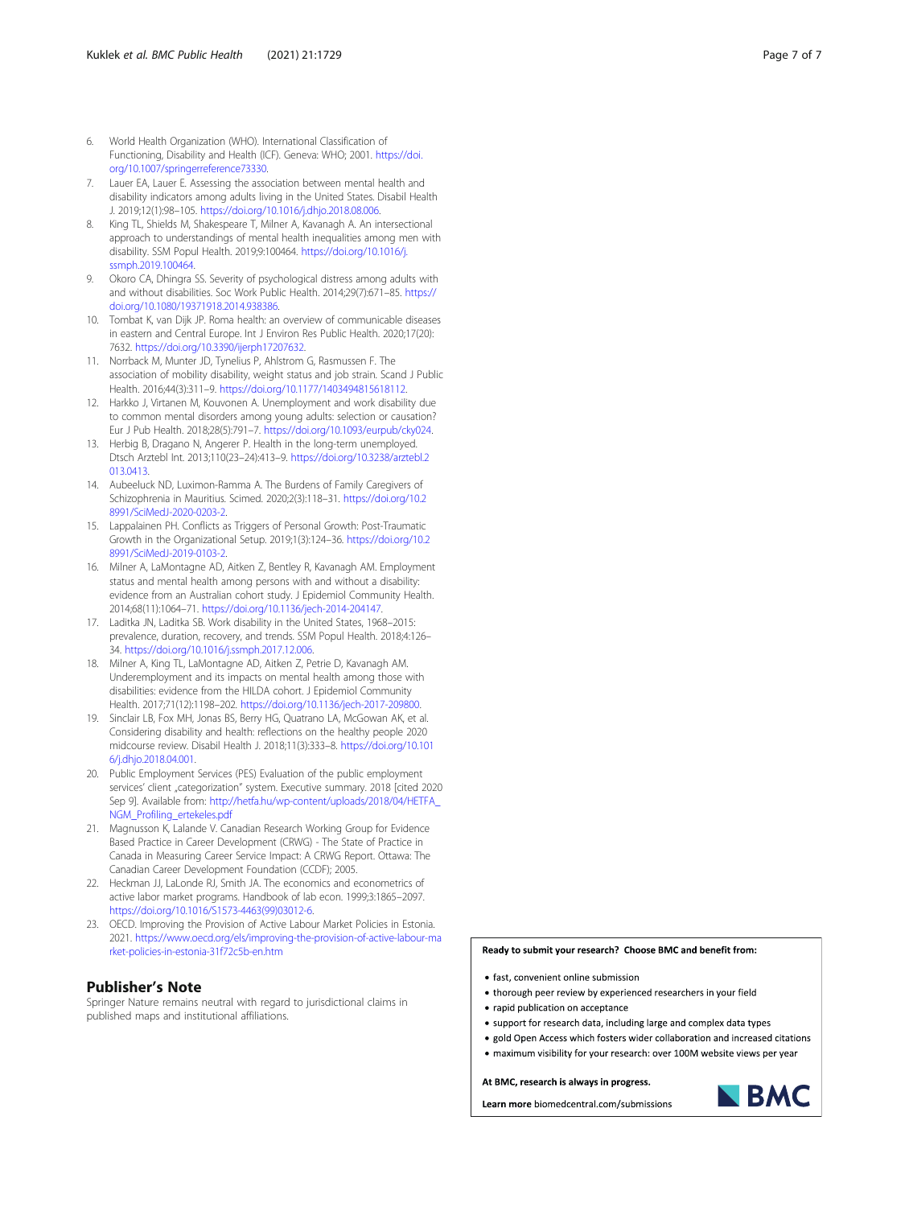6. World Health Organization (WHO). International Classification of Functioning, Disability and Health (ICF). Geneva: WHO; 2001. https://doi.org/10.1007/springerreference73330.
7. Lauer EA, Lauer E. Assessing the association between mental health and disability indicators among adults living in the United States. Disabil Health J. 2019;12(1):98–105. https://doi.org/10.1016/j.dhjo.2018.08.006.
8. King TL, Shields M, Shakespeare T, Milner A, Kavanagh A. An intersectional approach to understandings of mental health inequalities among men with disability. SSM Popul Health. 2019;9:100464. https://doi.org/10.1016/j.ssmph.2019.100464.
9. Okoro CA, Dhingra SS. Severity of psychological distress among adults with and without disabilities. Soc Work Public Health. 2014;29(7):671–85. https://doi.org/10.1080/19371918.2014.938386.
10. Tombat K, van Dijk JP. Roma health: an overview of communicable diseases in eastern and Central Europe. Int J Environ Res Public Health. 2020;17(20):7632. https://doi.org/10.3390/ijerph17207632.
11. Norrback M, Munter JD, Tynelius P, Ahlstrom G, Rasmussen F. The association of mobility disability, weight status and job strain. Scand J Public Health. 2016;44(3):311–9. https://doi.org/10.1177/1403494815618112.
12. Harkko J, Virtanen M, Kouvonen A. Unemployment and work disability due to common mental disorders among young adults: selection or causation? Eur J Pub Health. 2018;28(5):791–7. https://doi.org/10.1093/eurpub/cky024.
13. Herbig B, Dragano N, Angerer P. Health in the long-term unemployed. Dtsch Arztebl Int. 2013;110(23–24):413–9. https://doi.org/10.3238/arztebl.2013.0413.
14. Aubeeluck ND, Luximon-Ramma A. The Burdens of Family Caregivers of Schizophrenia in Mauritius. Scimed. 2020;2(3):118–31. https://doi.org/10.28991/SciMedJ-2020-0203-2.
15. Lappalainen PH. Conflicts as Triggers of Personal Growth: Post-Traumatic Growth in the Organizational Setup. 2019;1(3):124–36. https://doi.org/10.28991/SciMedJ-2019-0103-2.
16. Milner A, LaMontagne AD, Aitken Z, Bentley R, Kavanagh AM. Employment status and mental health among persons with and without a disability: evidence from an Australian cohort study. J Epidemiol Community Health. 2014;68(11):1064–71. https://doi.org/10.1136/jech-2014-204147.
17. Laditka JN, Laditka SB. Work disability in the United States, 1968–2015: prevalence, duration, recovery, and trends. SSM Popul Health. 2018;4:126–34. https://doi.org/10.1016/j.ssmph.2017.12.006.
18. Milner A, King TL, LaMontagne AD, Aitken Z, Petrie D, Kavanagh AM. Underemployment and its impacts on mental health among those with disabilities: evidence from the HILDA cohort. J Epidemiol Community Health. 2017;71(12):1198–202. https://doi.org/10.1136/jech-2017-209800.
19. Sinclair LB, Fox MH, Jonas BS, Berry HG, Quatrano LA, McGowan AK, et al. Considering disability and health: reflections on the healthy people 2020 midcourse review. Disabil Health J. 2018;11(3):333–8. https://doi.org/10.1016/j.dhjo.2018.04.001.
20. Public Employment Services (PES) Evaluation of the public employment services' client „categorization" system. Executive summary. 2018 [cited 2020 Sep 9]. Available from: http://hetfa.hu/wp-content/uploads/2018/04/HETFA_NGM_Profiling_ertekeles.pdf
21. Magnusson K, Lalande V. Canadian Research Working Group for Evidence Based Practice in Career Development (CRWG) - The State of Practice in Canada in Measuring Career Service Impact: A CRWG Report. Ottawa: The Canadian Career Development Foundation (CCDF); 2005.
22. Heckman JJ, LaLonde RJ, Smith JA. The economics and econometrics of active labor market programs. Handbook of lab econ. 1999;3:1865–2097. https://doi.org/10.1016/S1573-4463(99)03012-6.
23. OECD. Improving the Provision of Active Labour Market Policies in Estonia. 2021. https://www.oecd.org/els/improving-the-provision-of-active-labour-market-policies-in-estonia-31f72c5b-en.htm

## Publisher's Note

Springer Nature remains neutral with regard to jurisdictional claims in published maps and institutional affiliations.

**Ready to submit your research? Choose BMC and benefit from:**

- fast, convenient online submission
- thorough peer review by experienced researchers in your field
- rapid publication on acceptance
- support for research data, including large and complex data types
- gold Open Access which fosters wider collaboration and increased citations
- maximum visibility for your research: over 100M website views per year

**At BMC, research is always in progress.**

**Learn more** biomedcentral.com/submissions